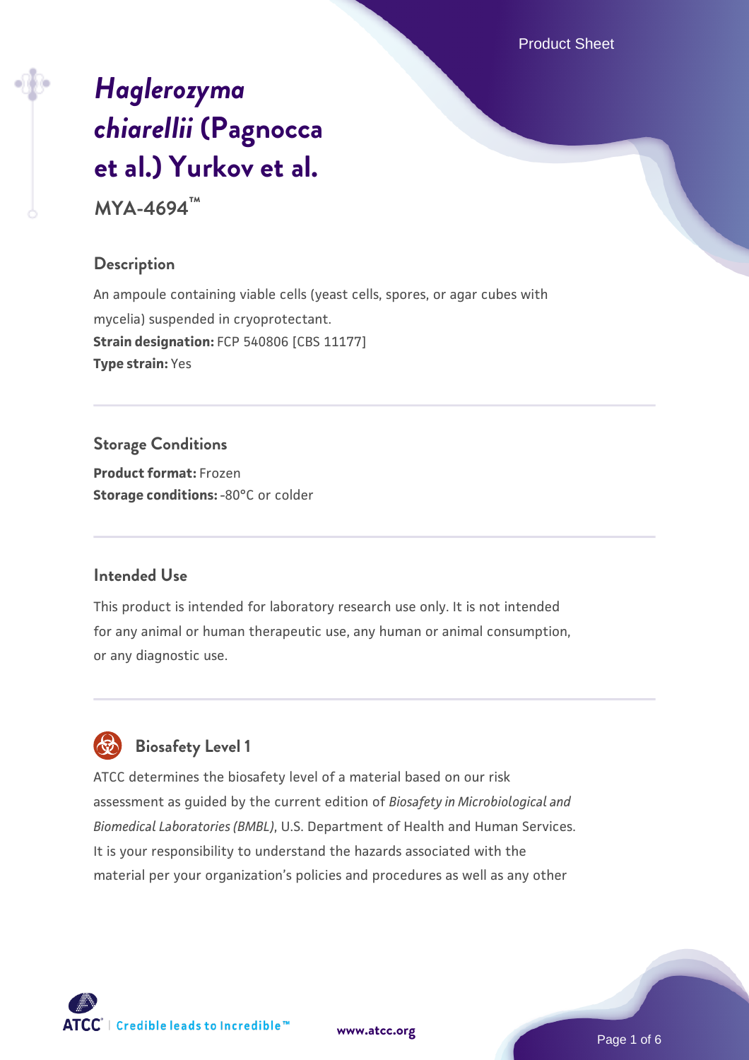# *Haglerozyma chiarellii* (Pagnocca et al.) Yurkov et al.

**MYA-4694™**

## Description

An ampoule containing viable cells (yeast cells, spores, or agar cubes with mycelia) suspended in cryoprotectant.

**Strain designation:** FCP 540806 [CBS 11177]

**Type strain:** Yes

## Storage Conditions

**Product format:** Frozen

**Storage conditions:** -80°C or colder

## Intended Use

This product is intended for laboratory research use only. It is not intended for any animal or human therapeutic use, any human or animal consumption, or any diagnostic use.

## Biosafety Level 1

ATCC determines the biosafety level of a material based on our risk assessment as guided by the current edition of *Biosafety in Microbiological and Biomedical Laboratories (BMBL)*, U.S. Department of Health and Human Services. It is your responsibility to understand the hazards associated with the material per your organization's policies and procedures as well as any other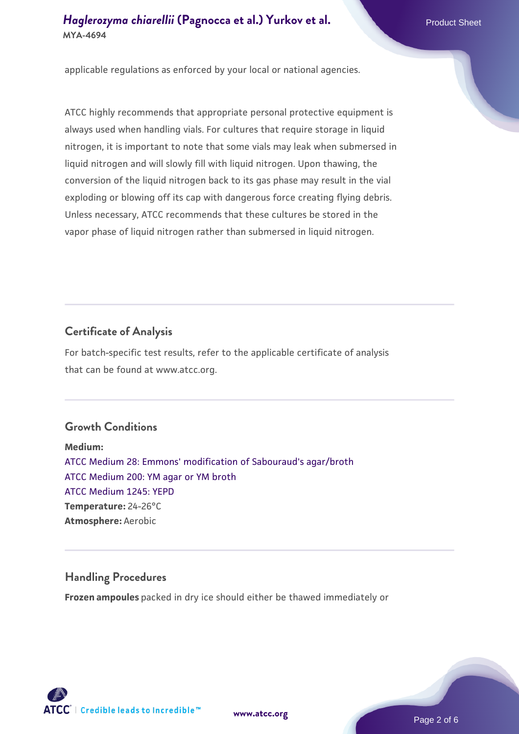applicable regulations as enforced by your local or national agencies.

ATCC highly recommends that appropriate personal protective equipment is always used when handling vials. For cultures that require storage in liquid nitrogen, it is important to note that some vials may leak when submersed in liquid nitrogen and will slowly fill with liquid nitrogen. Upon thawing, the conversion of the liquid nitrogen back to its gas phase may result in the vial exploding or blowing off its cap with dangerous force creating flying debris. Unless necessary, ATCC recommends that these cultures be stored in the vapor phase of liquid nitrogen rather than submersed in liquid nitrogen.

## Certificate of Analysis

For batch-specific test results, refer to the applicable certificate of analysis that can be found at www.atcc.org.

## Growth Conditions

**Medium:**
ATCC Medium 28: Emmons' modification of Sabouraud's agar/broth
ATCC Medium 200: YM agar or YM broth
ATCC Medium 1245: YEPD
**Temperature:** 24-26°C
**Atmosphere:** Aerobic

## Handling Procedures

**Frozen ampoules** packed in dry ice should either be thawed immediately or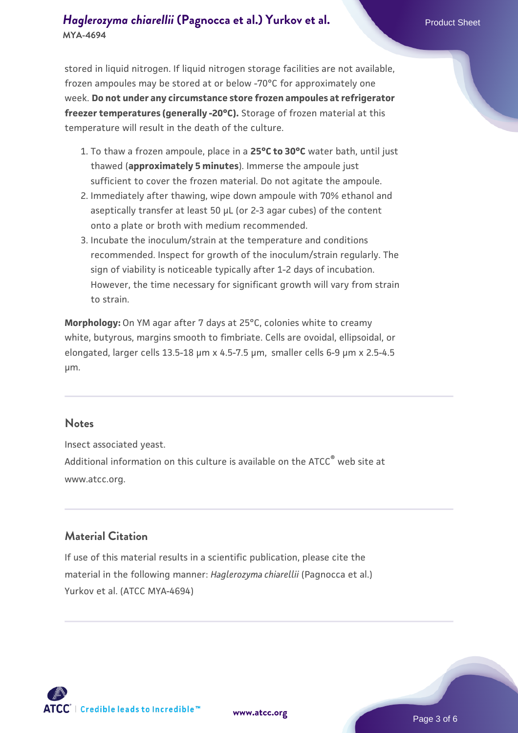stored in liquid nitrogen. If liquid nitrogen storage facilities are not available, frozen ampoules may be stored at or below -70°C for approximately one week. **Do not under any circumstance store frozen ampoules at refrigerator freezer temperatures (generally -20°C).** Storage of frozen material at this temperature will result in the death of the culture.

1. To thaw a frozen ampoule, place in a **25°C to 30°C** water bath, until just thawed (**approximately 5 minutes**). Immerse the ampoule just sufficient to cover the frozen material. Do not agitate the ampoule.
2. Immediately after thawing, wipe down ampoule with 70% ethanol and aseptically transfer at least 50 µL (or 2-3 agar cubes) of the content onto a plate or broth with medium recommended.
3. Incubate the inoculum/strain at the temperature and conditions recommended. Inspect for growth of the inoculum/strain regularly. The sign of viability is noticeable typically after 1-2 days of incubation. However, the time necessary for significant growth will vary from strain to strain.

**Morphology:** On YM agar after 7 days at 25°C, colonies white to creamy white, butyrous, margins smooth to fimbriate. Cells are ovoidal, ellipsoidal, or elongated, larger cells 13.5-18 µm x 4.5-7.5 µm, smaller cells 6-9 µm x 2.5-4.5 µm.

## Notes

Insect associated yeast.

Additional information on this culture is available on the ATCC® web site at www.atcc.org.

## Material Citation

If use of this material results in a scientific publication, please cite the material in the following manner: *Haglerozyma chiarellii* (Pagnocca et al.) Yurkov et al. (ATCC MYA-4694)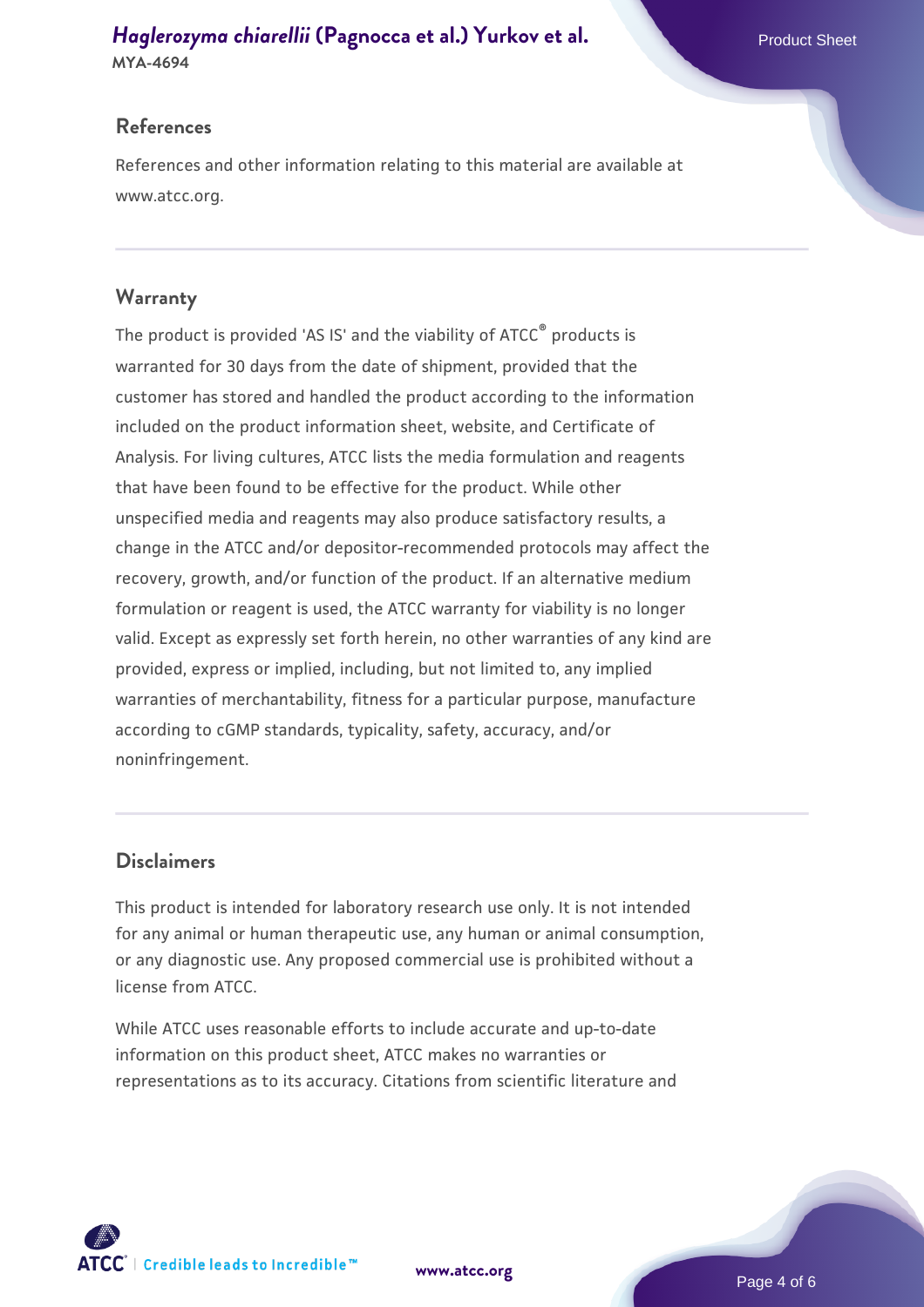## References

References and other information relating to this material are available at www.atcc.org.

## Warranty

The product is provided 'AS IS' and the viability of ATCC® products is warranted for 30 days from the date of shipment, provided that the customer has stored and handled the product according to the information included on the product information sheet, website, and Certificate of Analysis. For living cultures, ATCC lists the media formulation and reagents that have been found to be effective for the product. While other unspecified media and reagents may also produce satisfactory results, a change in the ATCC and/or depositor-recommended protocols may affect the recovery, growth, and/or function of the product. If an alternative medium formulation or reagent is used, the ATCC warranty for viability is no longer valid. Except as expressly set forth herein, no other warranties of any kind are provided, express or implied, including, but not limited to, any implied warranties of merchantability, fitness for a particular purpose, manufacture according to cGMP standards, typicality, safety, accuracy, and/or noninfringement.

## Disclaimers

This product is intended for laboratory research use only. It is not intended for any animal or human therapeutic use, any human or animal consumption, or any diagnostic use. Any proposed commercial use is prohibited without a license from ATCC.

While ATCC uses reasonable efforts to include accurate and up-to-date information on this product sheet, ATCC makes no warranties or representations as to its accuracy. Citations from scientific literature and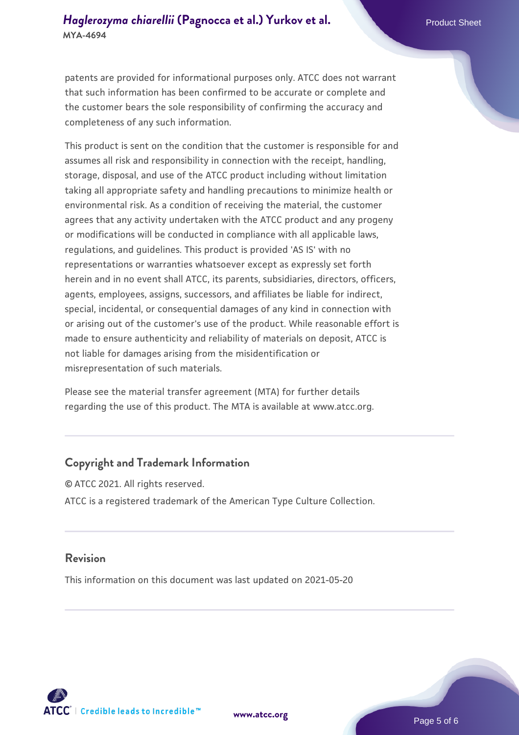patents are provided for informational purposes only. ATCC does not warrant that such information has been confirmed to be accurate or complete and the customer bears the sole responsibility of confirming the accuracy and completeness of any such information.

This product is sent on the condition that the customer is responsible for and assumes all risk and responsibility in connection with the receipt, handling, storage, disposal, and use of the ATCC product including without limitation taking all appropriate safety and handling precautions to minimize health or environmental risk. As a condition of receiving the material, the customer agrees that any activity undertaken with the ATCC product and any progeny or modifications will be conducted in compliance with all applicable laws, regulations, and guidelines. This product is provided 'AS IS' with no representations or warranties whatsoever except as expressly set forth herein and in no event shall ATCC, its parents, subsidiaries, directors, officers, agents, employees, assigns, successors, and affiliates be liable for indirect, special, incidental, or consequential damages of any kind in connection with or arising out of the customer's use of the product. While reasonable effort is made to ensure authenticity and reliability of materials on deposit, ATCC is not liable for damages arising from the misidentification or misrepresentation of such materials.

Please see the material transfer agreement (MTA) for further details regarding the use of this product. The MTA is available at www.atcc.org.

## Copyright and Trademark Information

© ATCC 2021. All rights reserved.

ATCC is a registered trademark of the American Type Culture Collection.

## Revision

This information on this document was last updated on 2021-05-20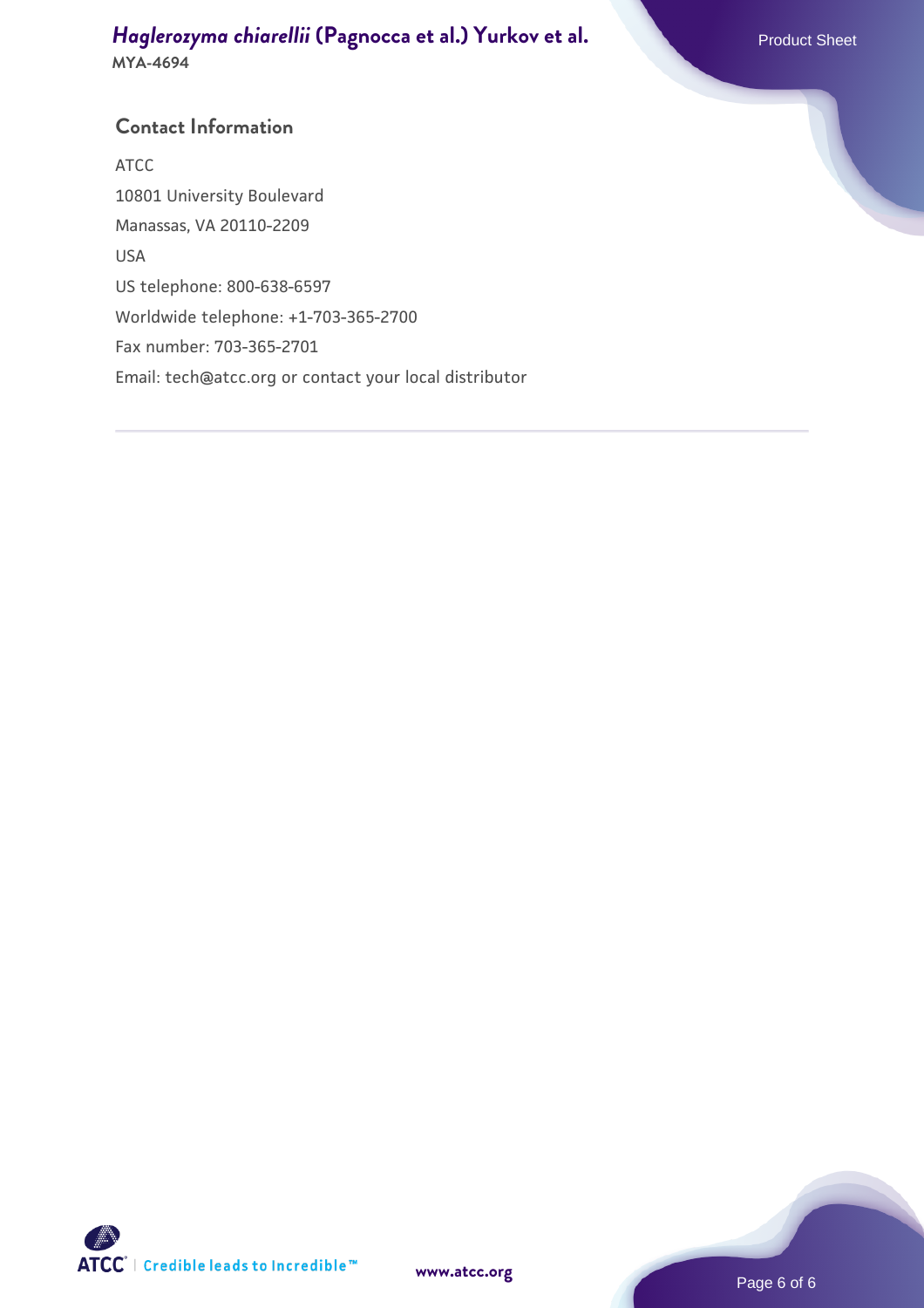## Contact Information

ATCC

10801 University Boulevard

Manassas, VA 20110-2209

USA

US telephone: 800-638-6597

Worldwide telephone: +1-703-365-2700

Fax number: 703-365-2701

Email: tech@atcc.org or contact your local distributor